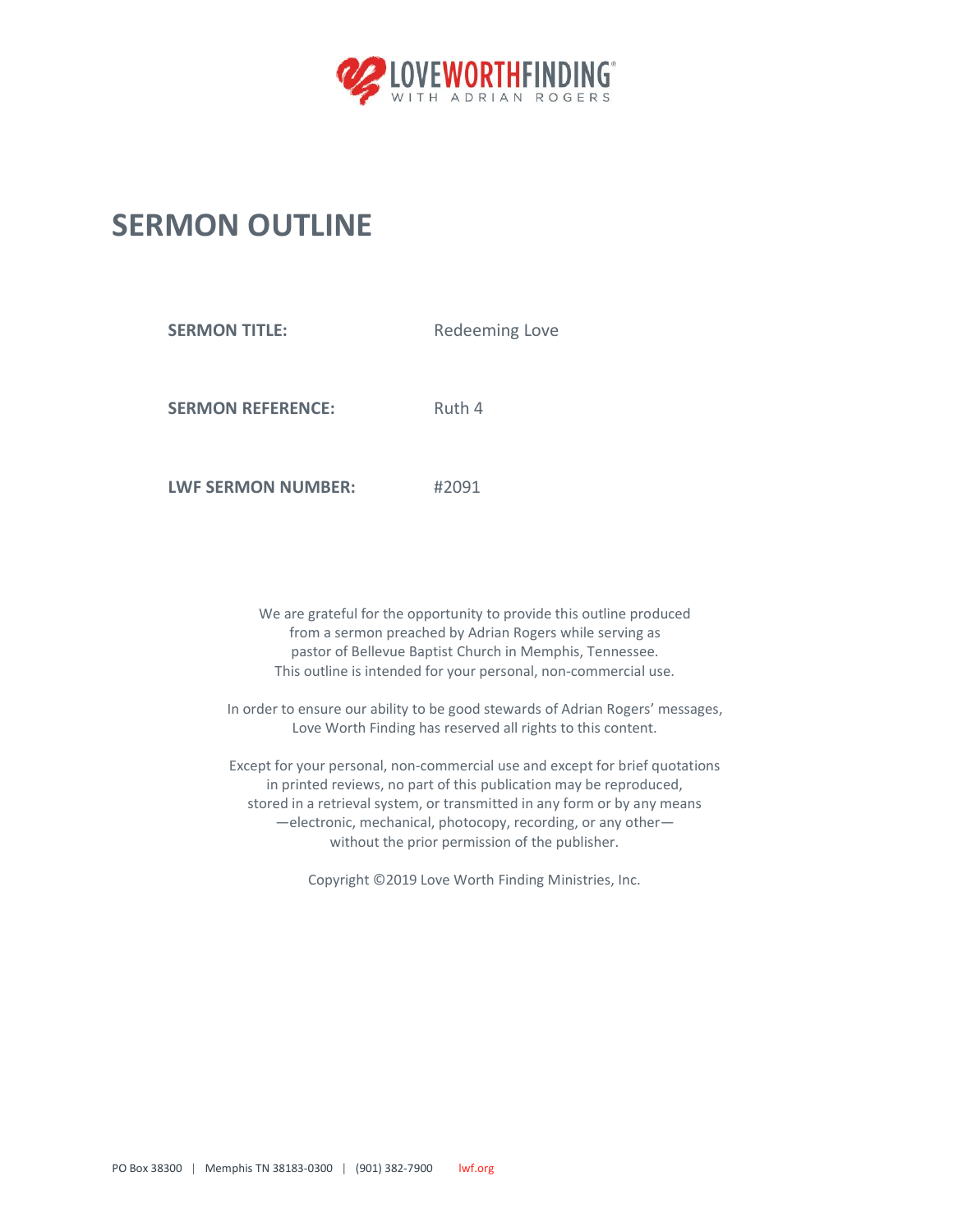LOVEWORTHFINDING®
WITH ADRIAN ROGERS

# SERMON OUTLINE

**SERMON TITLE:** Redeeming Love

**SERMON REFERENCE:** Ruth 4

**LWF SERMON NUMBER:** #2091

We are grateful for the opportunity to provide this outline produced from a sermon preached by Adrian Rogers while serving as pastor of Bellevue Baptist Church in Memphis, Tennessee. This outline is intended for your personal, non-commercial use.

In order to ensure our ability to be good stewards of Adrian Rogers' messages, Love Worth Finding has reserved all rights to this content.

Except for your personal, non-commercial use and except for brief quotations in printed reviews, no part of this publication may be reproduced, stored in a retrieval system, or transmitted in any form or by any means —electronic, mechanical, photocopy, recording, or any other— without the prior permission of the publisher.

Copyright ©2019 Love Worth Finding Ministries, Inc.

PO Box 38300 | Memphis TN 38183-0300 | (901) 382-7900 lwf.org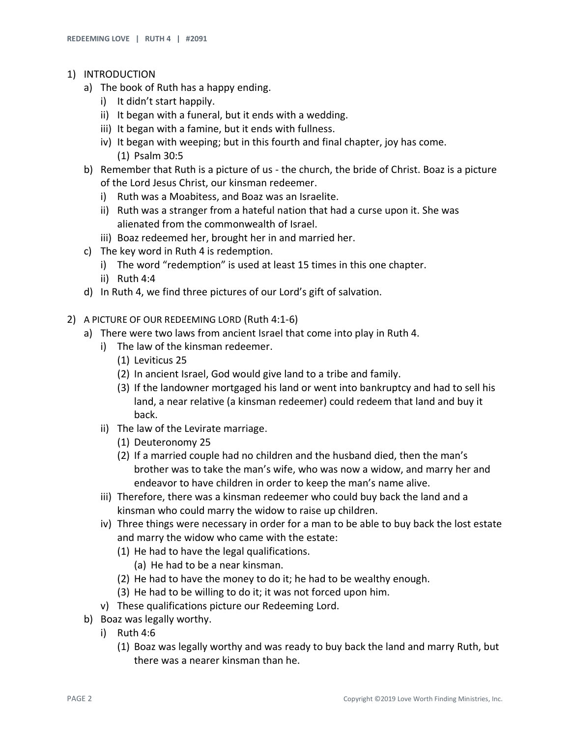1) INTRODUCTION
   a) The book of Ruth has a happy ending.
      i) It didn't start happily.
      ii) It began with a funeral, but it ends with a wedding.
      iii) It began with a famine, but it ends with fullness.
      iv) It began with weeping; but in this fourth and final chapter, joy has come.
         (1) Psalm 30:5
   b) Remember that Ruth is a picture of us - the church, the bride of Christ. Boaz is a picture of the Lord Jesus Christ, our kinsman redeemer.
      i) Ruth was a Moabitess, and Boaz was an Israelite.
      ii) Ruth was a stranger from a hateful nation that had a curse upon it. She was alienated from the commonwealth of Israel.
      iii) Boaz redeemed her, brought her in and married her.
   c) The key word in Ruth 4 is redemption.
      i) The word "redemption" is used at least 15 times in this one chapter.
      ii) Ruth 4:4
   d) In Ruth 4, we find three pictures of our Lord's gift of salvation.

2) A PICTURE OF OUR REDEEMING LORD (Ruth 4:1-6)
   a) There were two laws from ancient Israel that come into play in Ruth 4.
      i) The law of the kinsman redeemer.
         (1) Leviticus 25
         (2) In ancient Israel, God would give land to a tribe and family.
         (3) If the landowner mortgaged his land or went into bankruptcy and had to sell his land, a near relative (a kinsman redeemer) could redeem that land and buy it back.
      ii) The law of the Levirate marriage.
         (1) Deuteronomy 25
         (2) If a married couple had no children and the husband died, then the man's brother was to take the man's wife, who was now a widow, and marry her and endeavor to have children in order to keep the man's name alive.
      iii) Therefore, there was a kinsman redeemer who could buy back the land and a kinsman who could marry the widow to raise up children.
      iv) Three things were necessary in order for a man to be able to buy back the lost estate and marry the widow who came with the estate:
         (1) He had to have the legal qualifications.
            (a) He had to be a near kinsman.
         (2) He had to have the money to do it; he had to be wealthy enough.
         (3) He had to be willing to do it; it was not forced upon him.
      v) These qualifications picture our Redeeming Lord.
   b) Boaz was legally worthy.
      i) Ruth 4:6
         (1) Boaz was legally worthy and was ready to buy back the land and marry Ruth, but there was a nearer kinsman than he.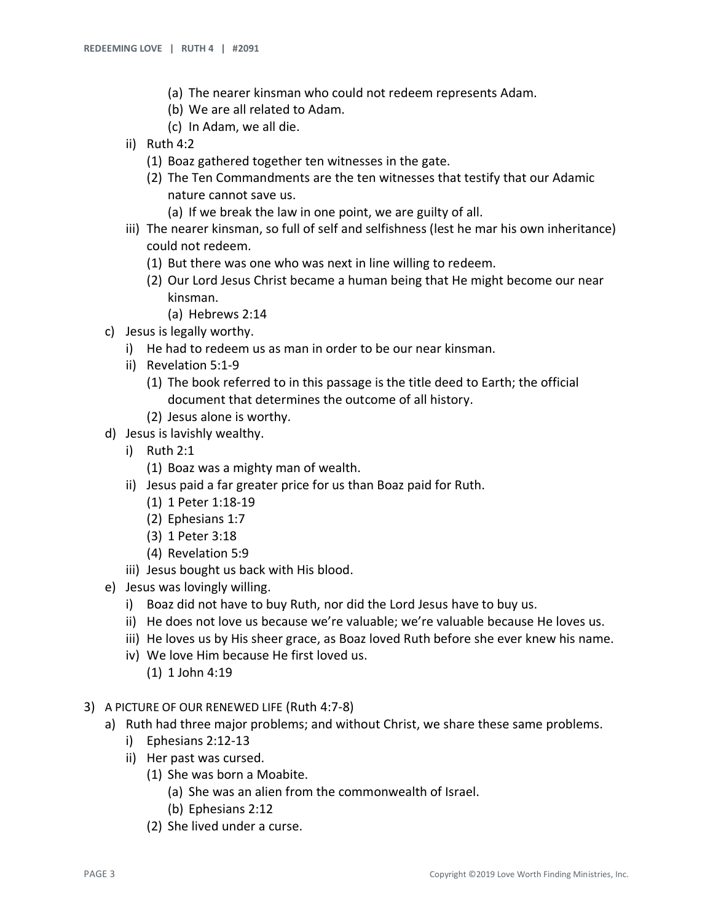- (a) The nearer kinsman who could not redeem represents Adam.
      - (b) We are all related to Adam.
      - (c) In Adam, we all die.
  - ii) Ruth 4:2
    - (1) Boaz gathered together ten witnesses in the gate.
    - (2) The Ten Commandments are the ten witnesses that testify that our Adamic nature cannot save us.
      - (a) If we break the law in one point, we are guilty of all.
  - iii) The nearer kinsman, so full of self and selfishness (lest he mar his own inheritance) could not redeem.
    - (1) But there was one who was next in line willing to redeem.
    - (2) Our Lord Jesus Christ became a human being that He might become our near kinsman.
      - (a) Hebrews 2:14
- c) Jesus is legally worthy.
  - i) He had to redeem us as man in order to be our near kinsman.
  - ii) Revelation 5:1-9
    - (1) The book referred to in this passage is the title deed to Earth; the official document that determines the outcome of all history.
    - (2) Jesus alone is worthy.
- d) Jesus is lavishly wealthy.
  - i) Ruth 2:1
    - (1) Boaz was a mighty man of wealth.
  - ii) Jesus paid a far greater price for us than Boaz paid for Ruth.
    - (1) 1 Peter 1:18-19
    - (2) Ephesians 1:7
    - (3) 1 Peter 3:18
    - (4) Revelation 5:9
  - iii) Jesus bought us back with His blood.
- e) Jesus was lovingly willing.
  - i) Boaz did not have to buy Ruth, nor did the Lord Jesus have to buy us.
  - ii) He does not love us because we're valuable; we're valuable because He loves us.
  - iii) He loves us by His sheer grace, as Boaz loved Ruth before she ever knew his name.
  - iv) We love Him because He first loved us.
    - (1) 1 John 4:19

3) A PICTURE OF OUR RENEWED LIFE (Ruth 4:7-8)
- a) Ruth had three major problems; and without Christ, we share these same problems.
  - i) Ephesians 2:12-13
  - ii) Her past was cursed.
    - (1) She was born a Moabite.
      - (a) She was an alien from the commonwealth of Israel.
      - (b) Ephesians 2:12
    - (2) She lived under a curse.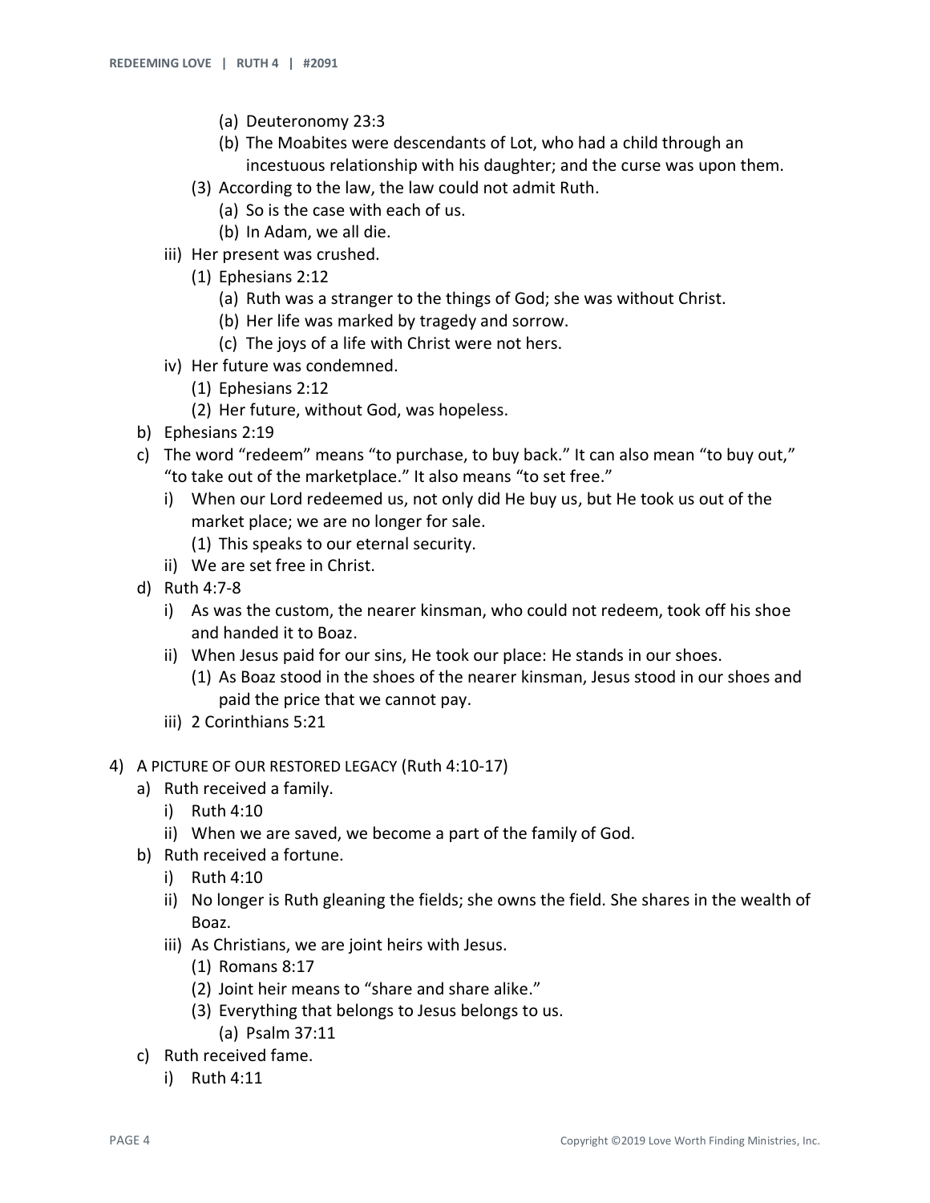(a) Deuteronomy 23:3
            (b) The Moabites were descendants of Lot, who had a child through an incestuous relationship with his daughter; and the curse was upon them.
         (3) According to the law, the law could not admit Ruth.
            (a) So is the case with each of us.
            (b) In Adam, we all die.
      iii) Her present was crushed.
         (1) Ephesians 2:12
            (a) Ruth was a stranger to the things of God; she was without Christ.
            (b) Her life was marked by tragedy and sorrow.
            (c) The joys of a life with Christ were not hers.
      iv) Her future was condemned.
         (1) Ephesians 2:12
         (2) Her future, without God, was hopeless.
   b) Ephesians 2:19
   c) The word "redeem" means "to purchase, to buy back." It can also mean "to buy out," "to take out of the marketplace." It also means "to set free."
      i) When our Lord redeemed us, not only did He buy us, but He took us out of the market place; we are no longer for sale.
         (1) This speaks to our eternal security.
      ii) We are set free in Christ.
   d) Ruth 4:7-8
      i) As was the custom, the nearer kinsman, who could not redeem, took off his shoe and handed it to Boaz.
      ii) When Jesus paid for our sins, He took our place: He stands in our shoes.
         (1) As Boaz stood in the shoes of the nearer kinsman, Jesus stood in our shoes and paid the price that we cannot pay.
      iii) 2 Corinthians 5:21

4) A PICTURE OF OUR RESTORED LEGACY (Ruth 4:10-17)
   a) Ruth received a family.
      i) Ruth 4:10
      ii) When we are saved, we become a part of the family of God.
   b) Ruth received a fortune.
      i) Ruth 4:10
      ii) No longer is Ruth gleaning the fields; she owns the field. She shares in the wealth of Boaz.
      iii) As Christians, we are joint heirs with Jesus.
         (1) Romans 8:17
         (2) Joint heir means to "share and share alike."
         (3) Everything that belongs to Jesus belongs to us.
            (a) Psalm 37:11
   c) Ruth received fame.
      i) Ruth 4:11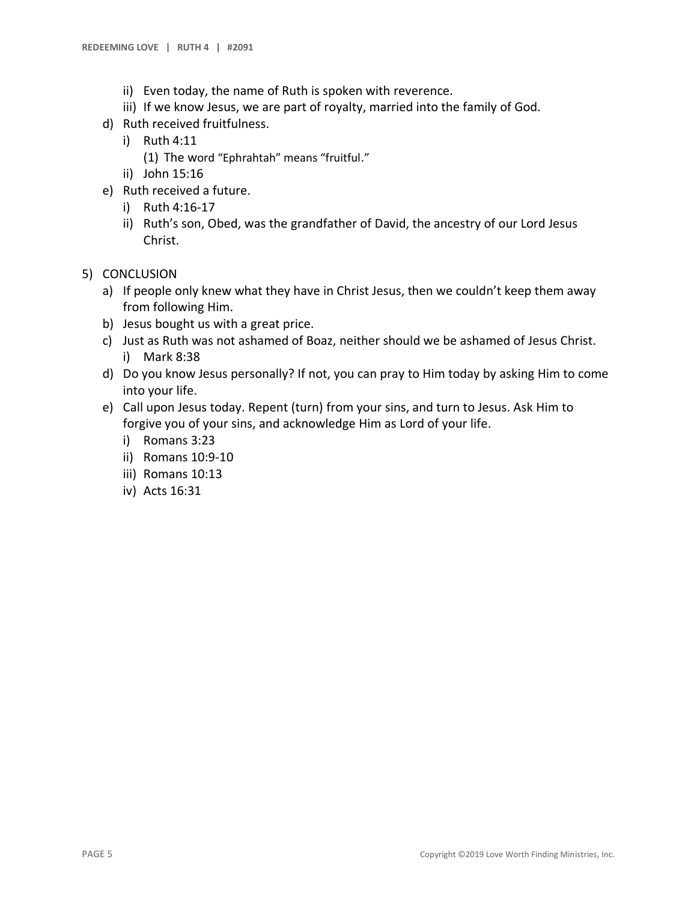- ii) Even today, the name of Ruth is spoken with reverence.
   - iii) If we know Jesus, we are part of royalty, married into the family of God.
- d) Ruth received fruitfulness.
   - i) Ruth 4:11
      - (1) The word "Ephrahtah" means "fruitful."
   - ii) John 15:16
- e) Ruth received a future.
   - i) Ruth 4:16-17
   - ii) Ruth's son, Obed, was the grandfather of David, the ancestry of our Lord Jesus Christ.

5) CONCLUSION
- a) If people only knew what they have in Christ Jesus, then we couldn't keep them away from following Him.
- b) Jesus bought us with a great price.
- c) Just as Ruth was not ashamed of Boaz, neither should we be ashamed of Jesus Christ.
   - i) Mark 8:38
- d) Do you know Jesus personally? If not, you can pray to Him today by asking Him to come into your life.
- e) Call upon Jesus today. Repent (turn) from your sins, and turn to Jesus. Ask Him to forgive you of your sins, and acknowledge Him as Lord of your life.
   - i) Romans 3:23
   - ii) Romans 10:9-10
   - iii) Romans 10:13
   - iv) Acts 16:31